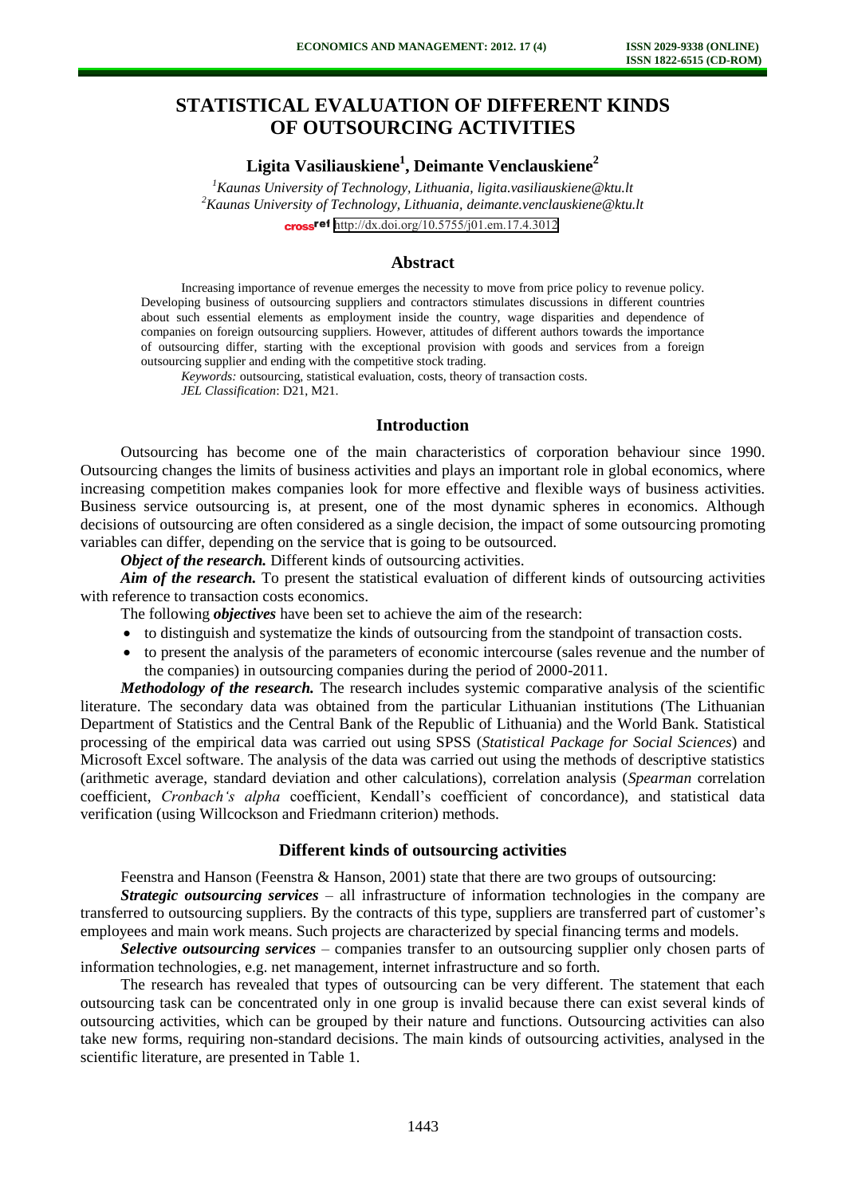# STATISTICAL EVALUATION OF DIFFERENT KINDS OF OUTSOURCING ACTIVITIES

**Ligita Vasiliauskiene[1], Deimante Venclauskiene[2]**

[1]*Kaunas University of Technology, Lithuania, ligita.vasiliauskiene@ktu.lt*
[2]*Kaunas University of Technology, Lithuania, deimante.venclauskiene@ktu.lt*

http://dx.doi.org/10.5755/j01.em.17.4.3012

## Abstract

Increasing importance of revenue emerges the necessity to move from price policy to revenue policy. Developing business of outsourcing suppliers and contractors stimulates discussions in different countries about such essential elements as employment inside the country, wage disparities and dependence of companies on foreign outsourcing suppliers. However, attitudes of different authors towards the importance of outsourcing differ, starting with the exceptional provision with goods and services from a foreign outsourcing supplier and ending with the competitive stock trading.

*Keywords:* outsourcing, statistical evaluation, costs, theory of transaction costs.
*JEL Classification*: D21, M21.

## Introduction

Outsourcing has become one of the main characteristics of corporation behaviour since 1990. Outsourcing changes the limits of business activities and plays an important role in global economics, where increasing competition makes companies look for more effective and flexible ways of business activities. Business service outsourcing is, at present, one of the most dynamic spheres in economics. Although decisions of outsourcing are often considered as a single decision, the impact of some outsourcing promoting variables can differ, depending on the service that is going to be outsourced.

***Object of the research.*** Different kinds of outsourcing activities.

***Aim of the research.*** To present the statistical evaluation of different kinds of outsourcing activities with reference to transaction costs economics.

The following ***objectives*** have been set to achieve the aim of the research:

- to distinguish and systematize the kinds of outsourcing from the standpoint of transaction costs.
- to present the analysis of the parameters of economic intercourse (sales revenue and the number of the companies) in outsourcing companies during the period of 2000-2011.

***Methodology of the research.*** The research includes systemic comparative analysis of the scientific literature. The secondary data was obtained from the particular Lithuanian institutions (The Lithuanian Department of Statistics and the Central Bank of the Republic of Lithuania) and the World Bank. Statistical processing of the empirical data was carried out using SPSS (*Statistical Package for Social Sciences*) and Microsoft Excel software. The analysis of the data was carried out using the methods of descriptive statistics (arithmetic average, standard deviation and other calculations), correlation analysis (*Spearman* correlation coefficient, *Cronbach's alpha* coefficient, Kendall's coefficient of concordance), and statistical data verification (using Willcockson and Friedmann criterion) methods.

## Different kinds of outsourcing activities

Feenstra and Hanson (Feenstra & Hanson, 2001) state that there are two groups of outsourcing:

***Strategic outsourcing services*** – all infrastructure of information technologies in the company are transferred to outsourcing suppliers. By the contracts of this type, suppliers are transferred part of customer's employees and main work means. Such projects are characterized by special financing terms and models.

***Selective outsourcing services*** – companies transfer to an outsourcing supplier only chosen parts of information technologies, e.g. net management, internet infrastructure and so forth.

The research has revealed that types of outsourcing can be very different. The statement that each outsourcing task can be concentrated only in one group is invalid because there can exist several kinds of outsourcing activities, which can be grouped by their nature and functions. Outsourcing activities can also take new forms, requiring non-standard decisions. The main kinds of outsourcing activities, analysed in the scientific literature, are presented in Table 1.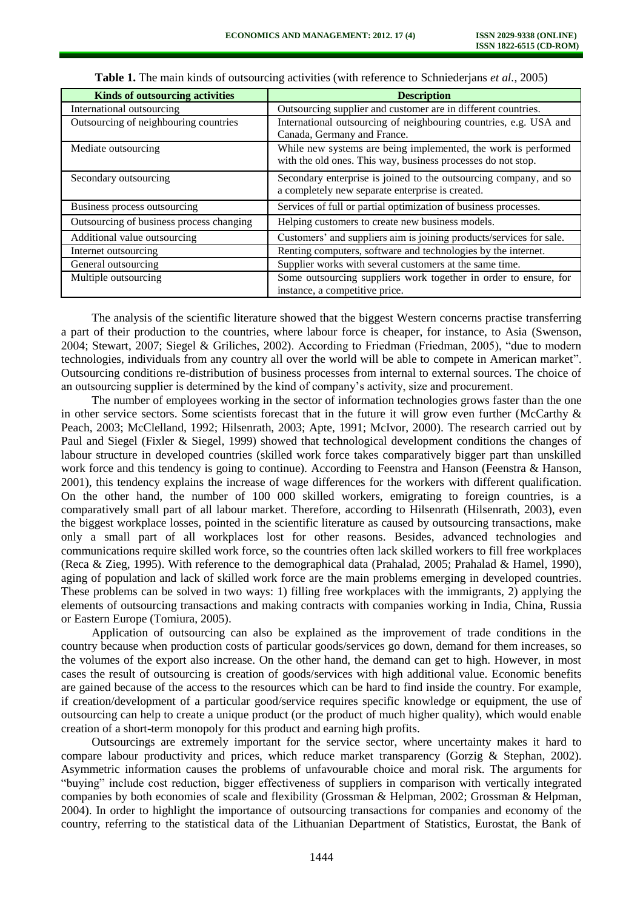**Table 1.** The main kinds of outsourcing activities (with reference to Schniederjans *et al.*, 2005)

| Kinds of outsourcing activities | Description |
|---|---|
| International outsourcing | Outsourcing supplier and customer are in different countries. |
| Outsourcing of neighbouring countries | International outsourcing of neighbouring countries, e.g. USA and Canada, Germany and France. |
| Mediate outsourcing | While new systems are being implemented, the work is performed with the old ones. This way, business processes do not stop. |
| Secondary outsourcing | Secondary enterprise is joined to the outsourcing company, and so a completely new separate enterprise is created. |
| Business process outsourcing | Services of full or partial optimization of business processes. |
| Outsourcing of business process changing | Helping customers to create new business models. |
| Additional value outsourcing | Customers' and suppliers aim is joining products/services for sale. |
| Internet outsourcing | Renting computers, software and technologies by the internet. |
| General outsourcing | Supplier works with several customers at the same time. |
| Multiple outsourcing | Some outsourcing suppliers work together in order to ensure, for instance, a competitive price. |

The analysis of the scientific literature showed that the biggest Western concerns practise transferring a part of their production to the countries, where labour force is cheaper, for instance, to Asia (Swenson, 2004; Stewart, 2007; Siegel & Griliches, 2002). According to Friedman (Friedman, 2005), "due to modern technologies, individuals from any country all over the world will be able to compete in American market". Outsourcing conditions re-distribution of business processes from internal to external sources. The choice of an outsourcing supplier is determined by the kind of company's activity, size and procurement.

The number of employees working in the sector of information technologies grows faster than the one in other service sectors. Some scientists forecast that in the future it will grow even further (McCarthy & Peach, 2003; McClelland, 1992; Hilsenrath, 2003; Apte, 1991; McIvor, 2000). The research carried out by Paul and Siegel (Fixler & Siegel, 1999) showed that technological development conditions the changes of labour structure in developed countries (skilled work force takes comparatively bigger part than unskilled work force and this tendency is going to continue). According to Feenstra and Hanson (Feenstra & Hanson, 2001), this tendency explains the increase of wage differences for the workers with different qualification. On the other hand, the number of 100 000 skilled workers, emigrating to foreign countries, is a comparatively small part of all labour market. Therefore, according to Hilsenrath (Hilsenrath, 2003), even the biggest workplace losses, pointed in the scientific literature as caused by outsourcing transactions, make only a small part of all workplaces lost for other reasons. Besides, advanced technologies and communications require skilled work force, so the countries often lack skilled workers to fill free workplaces (Reca & Zieg, 1995). With reference to the demographical data (Prahalad, 2005; Prahalad & Hamel, 1990), aging of population and lack of skilled work force are the main problems emerging in developed countries. These problems can be solved in two ways: 1) filling free workplaces with the immigrants, 2) applying the elements of outsourcing transactions and making contracts with companies working in India, China, Russia or Eastern Europe (Tomiura, 2005).

Application of outsourcing can also be explained as the improvement of trade conditions in the country because when production costs of particular goods/services go down, demand for them increases, so the volumes of the export also increase. On the other hand, the demand can get to high. However, in most cases the result of outsourcing is creation of goods/services with high additional value. Economic benefits are gained because of the access to the resources which can be hard to find inside the country. For example, if creation/development of a particular good/service requires specific knowledge or equipment, the use of outsourcing can help to create a unique product (or the product of much higher quality), which would enable creation of a short-term monopoly for this product and earning high profits.

Outsourcings are extremely important for the service sector, where uncertainty makes it hard to compare labour productivity and prices, which reduce market transparency (Gorzig & Stephan, 2002). Asymmetric information causes the problems of unfavourable choice and moral risk. The arguments for "buying" include cost reduction, bigger effectiveness of suppliers in comparison with vertically integrated companies by both economies of scale and flexibility (Grossman & Helpman, 2002; Grossman & Helpman, 2004). In order to highlight the importance of outsourcing transactions for companies and economy of the country, referring to the statistical data of the Lithuanian Department of Statistics, Eurostat, the Bank of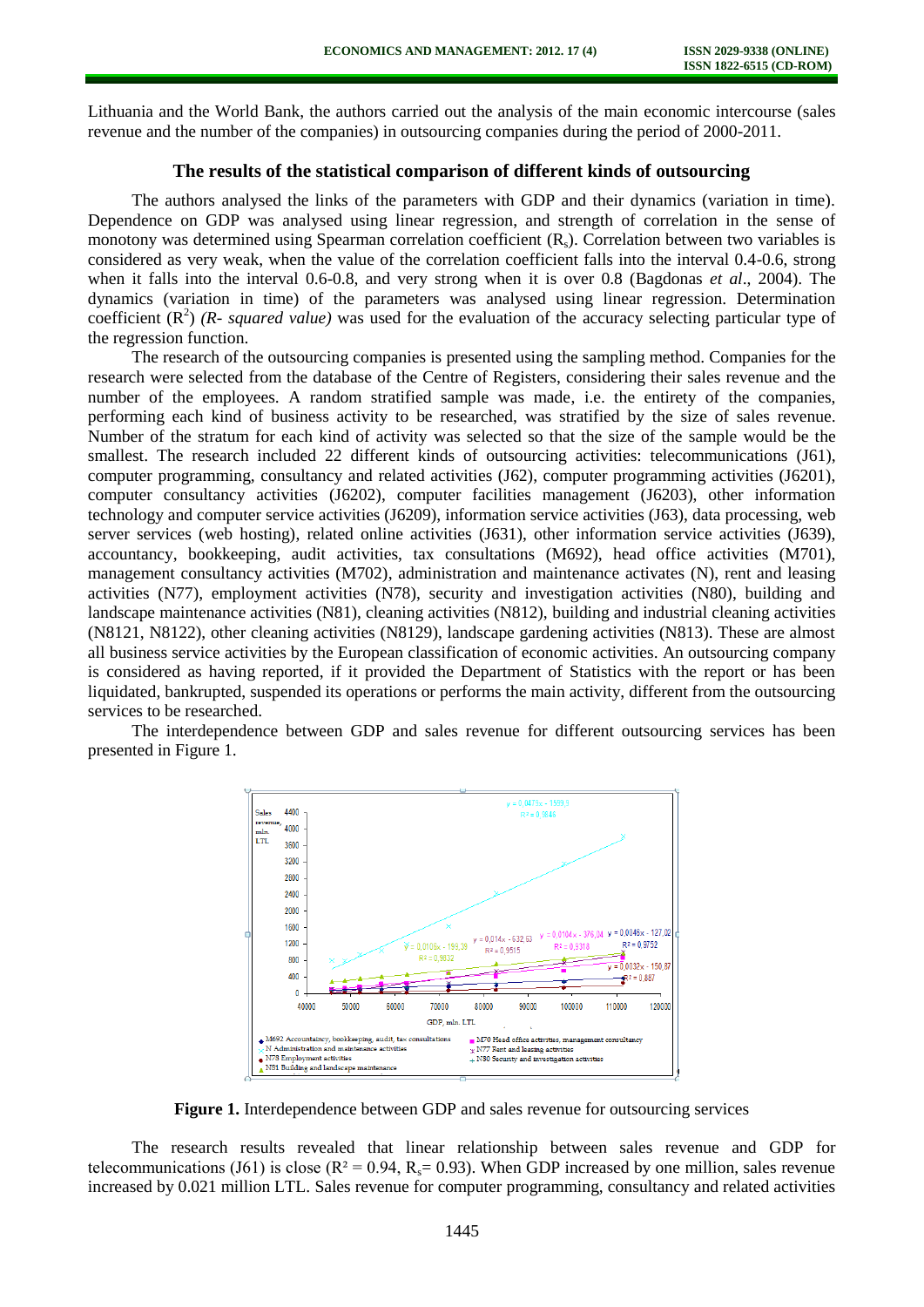Lithuania and the World Bank, the authors carried out the analysis of the main economic intercourse (sales revenue and the number of the companies) in outsourcing companies during the period of 2000-2011.

## The results of the statistical comparison of different kinds of outsourcing

The authors analysed the links of the parameters with GDP and their dynamics (variation in time). Dependence on GDP was analysed using linear regression, and strength of correlation in the sense of monotony was determined using Spearman correlation coefficient ($R_s$). Correlation between two variables is considered as very weak, when the value of the correlation coefficient falls into the interval 0.4-0.6, strong when it falls into the interval 0.6-0.8, and very strong when it is over 0.8 (Bagdonas *et al*., 2004). The dynamics (variation in time) of the parameters was analysed using linear regression. Determination coefficient ($R^2$) *(R- squared value)* was used for the evaluation of the accuracy selecting particular type of the regression function.

The research of the outsourcing companies is presented using the sampling method. Companies for the research were selected from the database of the Centre of Registers, considering their sales revenue and the number of the employees. A random stratified sample was made, i.e. the entirety of the companies, performing each kind of business activity to be researched, was stratified by the size of sales revenue. Number of the stratum for each kind of activity was selected so that the size of the sample would be the smallest. The research included 22 different kinds of outsourcing activities: telecommunications (J61), computer programming, consultancy and related activities (J62), computer programming activities (J6201), computer consultancy activities (J6202), computer facilities management (J6203), other information technology and computer service activities (J6209), information service activities (J63), data processing, web server services (web hosting), related online activities (J631), other information service activities (J639), accountancy, bookkeeping, audit activities, tax consultations (M692), head office activities (M701), management consultancy activities (M702), administration and maintenance activates (N), rent and leasing activities (N77), employment activities (N78), security and investigation activities (N80), building and landscape maintenance activities (N81), cleaning activities (N812), building and industrial cleaning activities (N8121, N8122), other cleaning activities (N8129), landscape gardening activities (N813). These are almost all business service activities by the European classification of economic activities. An outsourcing company is considered as having reported, if it provided the Department of Statistics with the report or has been liquidated, bankrupted, suspended its operations or performs the main activity, different from the outsourcing services to be researched.

The interdependence between GDP and sales revenue for different outsourcing services has been presented in Figure 1.

**Figure 1.** Interdependence between GDP and sales revenue for outsourcing services

The research results revealed that linear relationship between sales revenue and GDP for telecommunications (J61) is close ($R^2 = 0.94$, $R_s = 0.93$). When GDP increased by one million, sales revenue increased by 0.021 million LTL. Sales revenue for computer programming, consultancy and related activities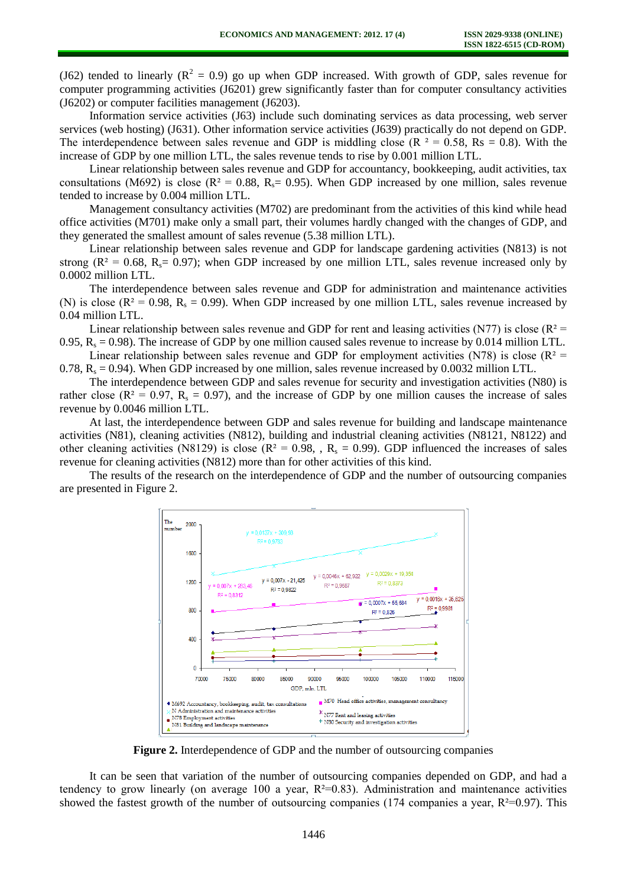(J62) tended to linearly ($R^2$ = 0.9) go up when GDP increased. With growth of GDP, sales revenue for computer programming activities (J6201) grew significantly faster than for computer consultancy activities (J6202) or computer facilities management (J6203).

Information service activities (J63) include such dominating services as data processing, web server services (web hosting) (J631). Other information service activities (J639) practically do not depend on GDP. The interdependence between sales revenue and GDP is middling close ($R^2$ = 0.58, Rs = 0.8). With the increase of GDP by one million LTL, the sales revenue tends to rise by 0.001 million LTL.

Linear relationship between sales revenue and GDP for accountancy, bookkeeping, audit activities, tax consultations (M692) is close ($R^2$ = 0.88, $R_s$= 0.95). When GDP increased by one million, sales revenue tended to increase by 0.004 million LTL.

Management consultancy activities (M702) are predominant from the activities of this kind while head office activities (M701) make only a small part, their volumes hardly changed with the changes of GDP, and they generated the smallest amount of sales revenue (5.38 million LTL).

Linear relationship between sales revenue and GDP for landscape gardening activities (N813) is not strong ($R^2$ = 0.68, $R_s$= 0.97); when GDP increased by one million LTL, sales revenue increased only by 0.0002 million LTL.

The interdependence between sales revenue and GDP for administration and maintenance activities (N) is close ($R^2$ = 0.98, $R_s$ = 0.99). When GDP increased by one million LTL, sales revenue increased by 0.04 million LTL.

Linear relationship between sales revenue and GDP for rent and leasing activities (N77) is close ($R^2$ = 0.95, $R_s$ = 0.98). The increase of GDP by one million caused sales revenue to increase by 0.014 million LTL.

Linear relationship between sales revenue and GDP for employment activities (N78) is close ($R^2$ = 0.78, $R_s$ = 0.94). When GDP increased by one million, sales revenue increased by 0.0032 million LTL.

The interdependence between GDP and sales revenue for security and investigation activities (N80) is rather close ($R^2$ = 0.97, $R_s$ = 0.97), and the increase of GDP by one million causes the increase of sales revenue by 0.0046 million LTL.

At last, the interdependence between GDP and sales revenue for building and landscape maintenance activities (N81), cleaning activities (N812), building and industrial cleaning activities (N8121, N8122) and other cleaning activities (N8129) is close ($R^2$ = 0.98, , $R_s$ = 0.99). GDP influenced the increases of sales revenue for cleaning activities (N812) more than for other activities of this kind.

The results of the research on the interdependence of GDP and the number of outsourcing companies are presented in Figure 2.

**Figure 2.** Interdependence of GDP and the number of outsourcing companies

It can be seen that variation of the number of outsourcing companies depended on GDP, and had a tendency to grow linearly (on average 100 a year, $R^2$=0.83). Administration and maintenance activities showed the fastest growth of the number of outsourcing companies (174 companies a year, $R^2$=0.97). This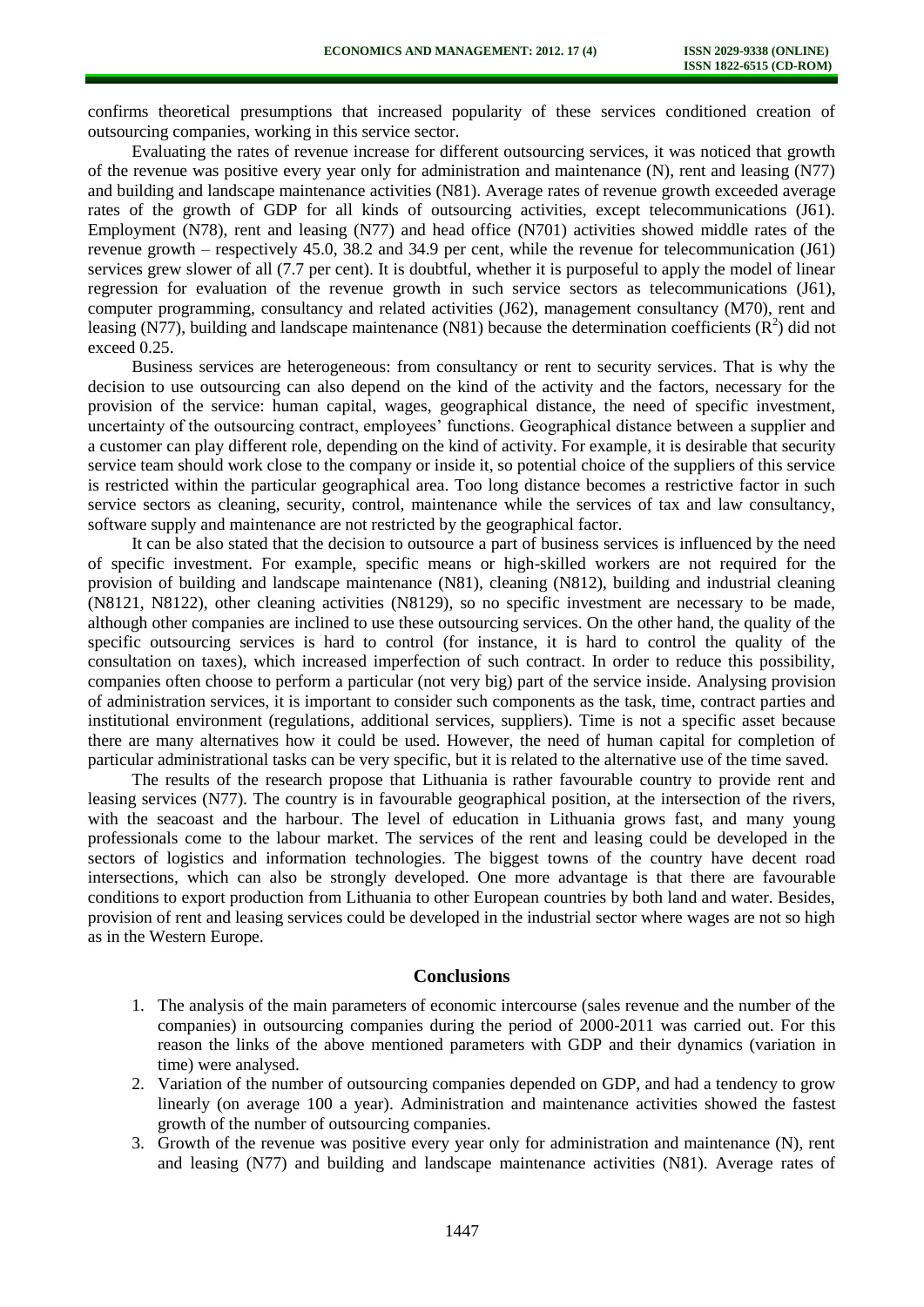confirms theoretical presumptions that increased popularity of these services conditioned creation of outsourcing companies, working in this service sector.

Evaluating the rates of revenue increase for different outsourcing services, it was noticed that growth of the revenue was positive every year only for administration and maintenance (N), rent and leasing (N77) and building and landscape maintenance activities (N81). Average rates of revenue growth exceeded average rates of the growth of GDP for all kinds of outsourcing activities, except telecommunications (J61). Employment (N78), rent and leasing (N77) and head office (N701) activities showed middle rates of the revenue growth – respectively 45.0, 38.2 and 34.9 per cent, while the revenue for telecommunication (J61) services grew slower of all (7.7 per cent). It is doubtful, whether it is purposeful to apply the model of linear regression for evaluation of the revenue growth in such service sectors as telecommunications (J61), computer programming, consultancy and related activities (J62), management consultancy (M70), rent and leasing (N77), building and landscape maintenance (N81) because the determination coefficients ($R^2$) did not exceed 0.25.

Business services are heterogeneous: from consultancy or rent to security services. That is why the decision to use outsourcing can also depend on the kind of the activity and the factors, necessary for the provision of the service: human capital, wages, geographical distance, the need of specific investment, uncertainty of the outsourcing contract, employees' functions. Geographical distance between a supplier and a customer can play different role, depending on the kind of activity. For example, it is desirable that security service team should work close to the company or inside it, so potential choice of the suppliers of this service is restricted within the particular geographical area. Too long distance becomes a restrictive factor in such service sectors as cleaning, security, control, maintenance while the services of tax and law consultancy, software supply and maintenance are not restricted by the geographical factor.

It can be also stated that the decision to outsource a part of business services is influenced by the need of specific investment. For example, specific means or high-skilled workers are not required for the provision of building and landscape maintenance (N81), cleaning (N812), building and industrial cleaning (N8121, N8122), other cleaning activities (N8129), so no specific investment are necessary to be made, although other companies are inclined to use these outsourcing services. On the other hand, the quality of the specific outsourcing services is hard to control (for instance, it is hard to control the quality of the consultation on taxes), which increased imperfection of such contract. In order to reduce this possibility, companies often choose to perform a particular (not very big) part of the service inside. Analysing provision of administration services, it is important to consider such components as the task, time, contract parties and institutional environment (regulations, additional services, suppliers). Time is not a specific asset because there are many alternatives how it could be used. However, the need of human capital for completion of particular administrational tasks can be very specific, but it is related to the alternative use of the time saved.

The results of the research propose that Lithuania is rather favourable country to provide rent and leasing services (N77). The country is in favourable geographical position, at the intersection of the rivers, with the seacoast and the harbour. The level of education in Lithuania grows fast, and many young professionals come to the labour market. The services of the rent and leasing could be developed in the sectors of logistics and information technologies. The biggest towns of the country have decent road intersections, which can also be strongly developed. One more advantage is that there are favourable conditions to export production from Lithuania to other European countries by both land and water. Besides, provision of rent and leasing services could be developed in the industrial sector where wages are not so high as in the Western Europe.

## Conclusions

1. The analysis of the main parameters of economic intercourse (sales revenue and the number of the companies) in outsourcing companies during the period of 2000-2011 was carried out. For this reason the links of the above mentioned parameters with GDP and their dynamics (variation in time) were analysed.
2. Variation of the number of outsourcing companies depended on GDP, and had a tendency to grow linearly (on average 100 a year). Administration and maintenance activities showed the fastest growth of the number of outsourcing companies.
3. Growth of the revenue was positive every year only for administration and maintenance (N), rent and leasing (N77) and building and landscape maintenance activities (N81). Average rates of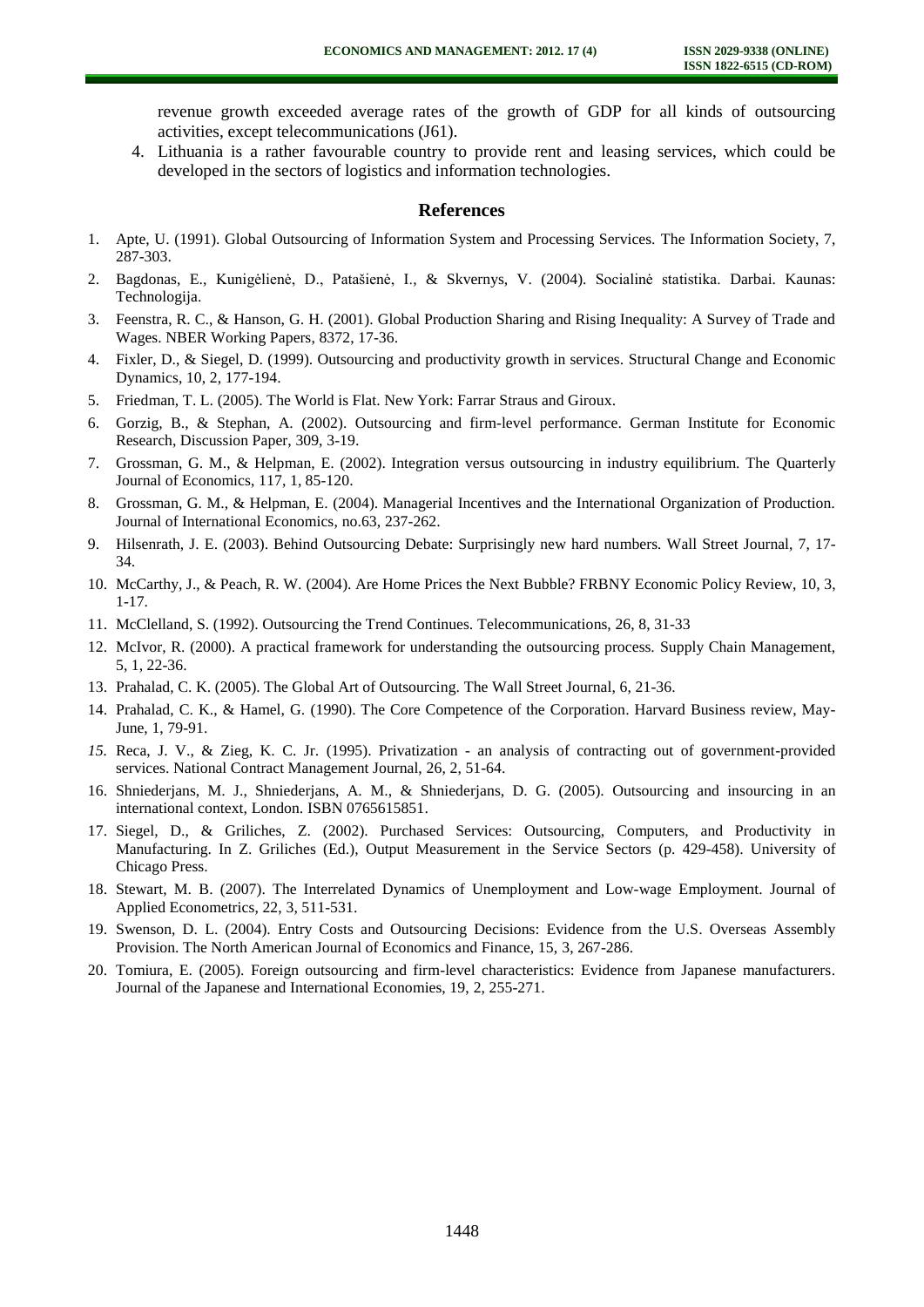revenue growth exceeded average rates of the growth of GDP for all kinds of outsourcing activities, except telecommunications (J61).

4. Lithuania is a rather favourable country to provide rent and leasing services, which could be developed in the sectors of logistics and information technologies.

## References

1. Apte, U. (1991). Global Outsourcing of Information System and Processing Services. The Information Society, 7, 287-303.
2. Bagdonas, E., Kunigėlienė, D., Patašienė, I., & Skvernys, V. (2004). Socialinė statistika. Darbai. Kaunas: Technologija.
3. Feenstra, R. C., & Hanson, G. H. (2001). Global Production Sharing and Rising Inequality: A Survey of Trade and Wages. NBER Working Papers, 8372, 17-36.
4. Fixler, D., & Siegel, D. (1999). Outsourcing and productivity growth in services. Structural Change and Economic Dynamics, 10, 2, 177-194.
5. Friedman, T. L. (2005). The World is Flat. New York: Farrar Straus and Giroux.
6. Gorzig, B., & Stephan, A. (2002). Outsourcing and firm-level performance. German Institute for Economic Research, Discussion Paper, 309, 3-19.
7. Grossman, G. M., & Helpman, E. (2002). Integration versus outsourcing in industry equilibrium. The Quarterly Journal of Economics, 117, 1, 85-120.
8. Grossman, G. M., & Helpman, E. (2004). Managerial Incentives and the International Organization of Production. Journal of International Economics, no.63, 237-262.
9. Hilsenrath, J. E. (2003). Behind Outsourcing Debate: Surprisingly new hard numbers. Wall Street Journal, 7, 17-34.
10. McCarthy, J., & Peach, R. W. (2004). Are Home Prices the Next Bubble? FRBNY Economic Policy Review, 10, 3, 1-17.
11. McClelland, S. (1992). Outsourcing the Trend Continues. Telecommunications, 26, 8, 31-33
12. McIvor, R. (2000). A practical framework for understanding the outsourcing process. Supply Chain Management, 5, 1, 22-36.
13. Prahalad, C. K. (2005). The Global Art of Outsourcing. The Wall Street Journal, 6, 21-36.
14. Prahalad, C. K., & Hamel, G. (1990). The Core Competence of the Corporation. Harvard Business review, May-June, 1, 79-91.
15. Reca, J. V., & Zieg, K. C. Jr. (1995). Privatization - an analysis of contracting out of government-provided services. National Contract Management Journal, 26, 2, 51-64.
16. Shniederjans, M. J., Shniederjans, A. M., & Shniederjans, D. G. (2005). Outsourcing and insourcing in an international context, London. ISBN 0765615851.
17. Siegel, D., & Griliches, Z. (2002). Purchased Services: Outsourcing, Computers, and Productivity in Manufacturing. In Z. Griliches (Ed.), Output Measurement in the Service Sectors (p. 429-458). University of Chicago Press.
18. Stewart, M. B. (2007). The Interrelated Dynamics of Unemployment and Low-wage Employment. Journal of Applied Econometrics, 22, 3, 511-531.
19. Swenson, D. L. (2004). Entry Costs and Outsourcing Decisions: Evidence from the U.S. Overseas Assembly Provision. The North American Journal of Economics and Finance, 15, 3, 267-286.
20. Tomiura, E. (2005). Foreign outsourcing and firm-level characteristics: Evidence from Japanese manufacturers. Journal of the Japanese and International Economies, 19, 2, 255-271.